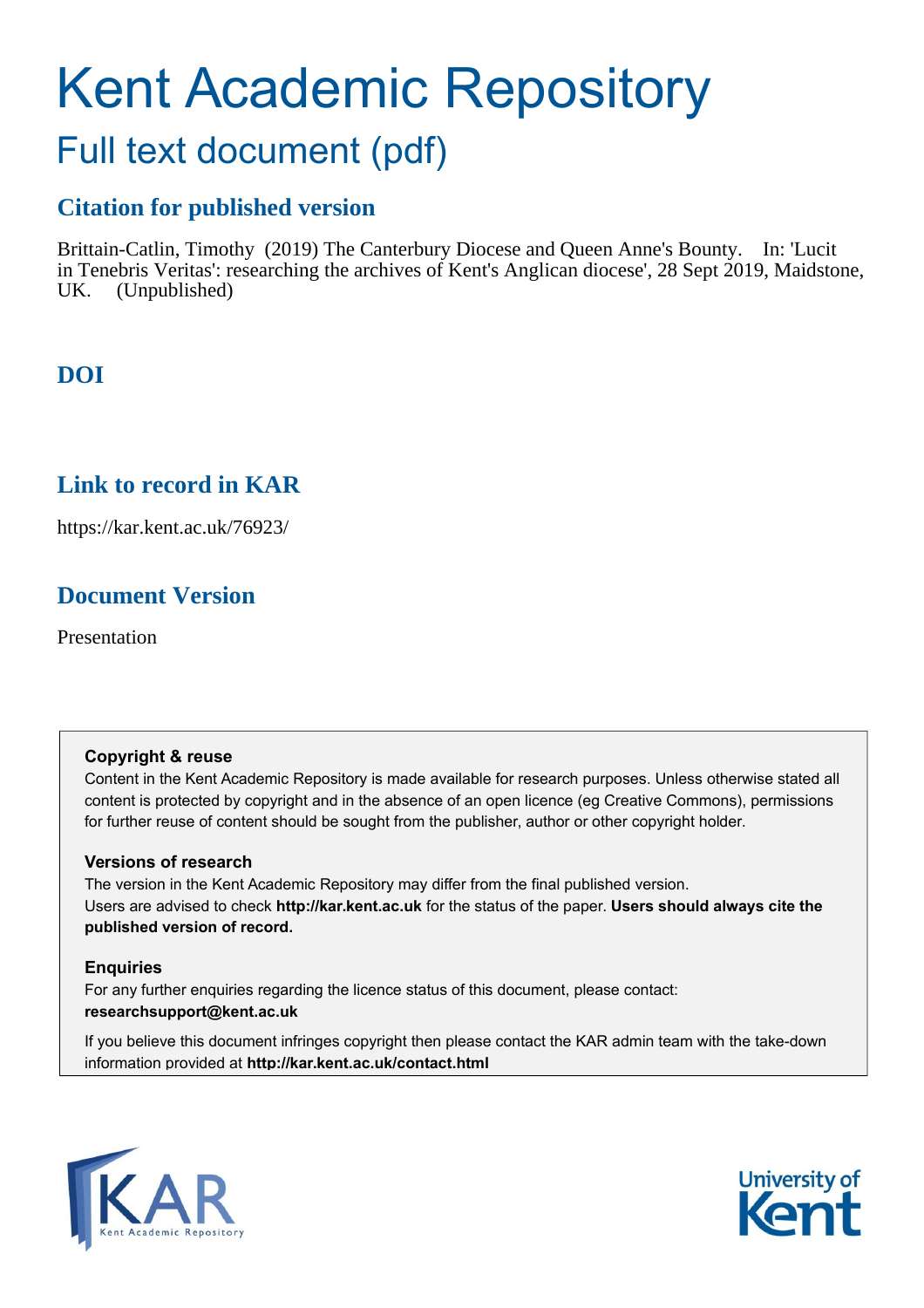# Kent Academic Repository

## Full text document (pdf)

### Citation for published version

Brittain-Catlin, Timothy (2019) The Canterbury Diocese and Queen Anne's Bounty. In: 'Lucit in Tenebris Veritas': researching the archives of Kent's Anglican diocese', 28 Sept 2019, Maidstone, UK. (Unpublished)

### DOI

### Link to record in KAR

https://kar.kent.ac.uk/76923/

### Document Version

Presentation

**Copyright & reuse**

Content in the Kent Academic Repository is made available for research purposes. Unless otherwise stated all content is protected by copyright and in the absence of an open licence (eg Creative Commons), permissions for further reuse of content should be sought from the publisher, author or other copyright holder.

**Versions of research**

The version in the Kent Academic Repository may differ from the final published version. Users are advised to check **http://kar.kent.ac.uk** for the status of the paper. **Users should always cite the published version of record.**

**Enquiries**

For any further enquiries regarding the licence status of this document, please contact: **researchsupport@kent.ac.uk**

If you believe this document infringes copyright then please contact the KAR admin team with the take-down information provided at **http://kar.kent.ac.uk/contact.html**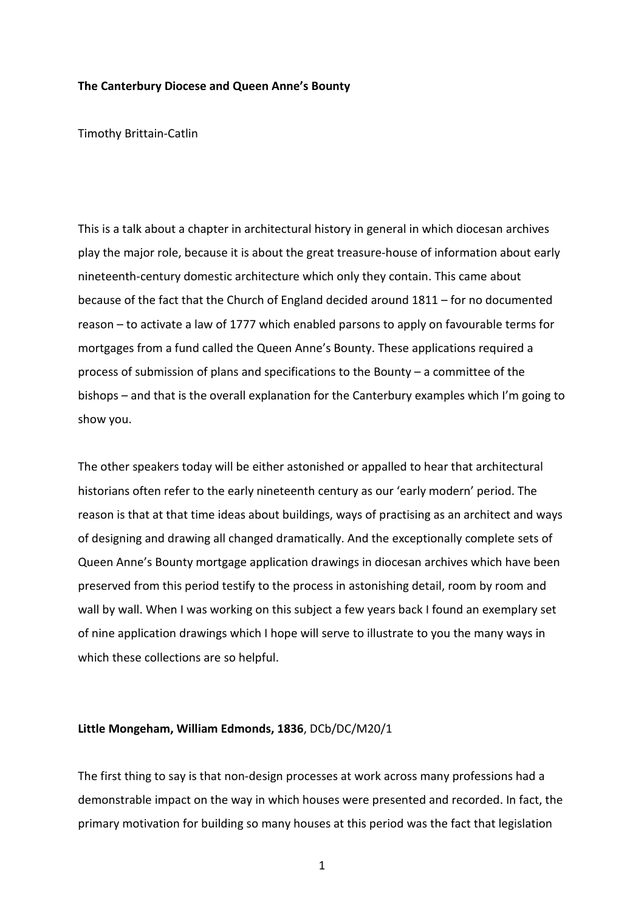**The Canterbury Diocese and Queen Anne's Bounty**

Timothy Brittain-Catlin

This is a talk about a chapter in architectural history in general in which diocesan archives play the major role, because it is about the great treasure-house of information about early nineteenth-century domestic architecture which only they contain. This came about because of the fact that the Church of England decided around 1811 – for no documented reason – to activate a law of 1777 which enabled parsons to apply on favourable terms for mortgages from a fund called the Queen Anne's Bounty. These applications required a process of submission of plans and specifications to the Bounty – a committee of the bishops – and that is the overall explanation for the Canterbury examples which I'm going to show you.

The other speakers today will be either astonished or appalled to hear that architectural historians often refer to the early nineteenth century as our 'early modern' period. The reason is that at that time ideas about buildings, ways of practising as an architect and ways of designing and drawing all changed dramatically. And the exceptionally complete sets of Queen Anne's Bounty mortgage application drawings in diocesan archives which have been preserved from this period testify to the process in astonishing detail, room by room and wall by wall. When I was working on this subject a few years back I found an exemplary set of nine application drawings which I hope will serve to illustrate to you the many ways in which these collections are so helpful.

**Little Mongeham, William Edmonds, 1836**, DCb/DC/M20/1

The first thing to say is that non-design processes at work across many professions had a demonstrable impact on the way in which houses were presented and recorded. In fact, the primary motivation for building so many houses at this period was the fact that legislation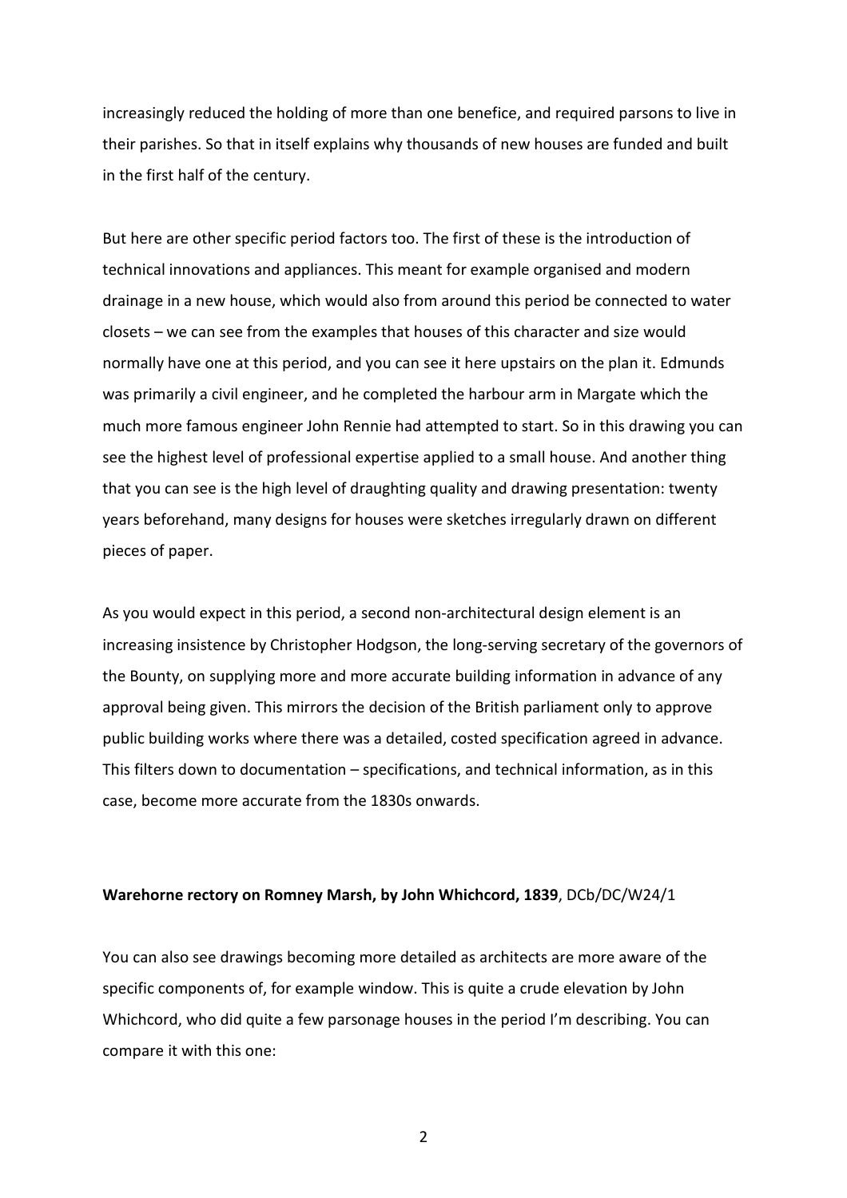increasingly reduced the holding of more than one benefice, and required parsons to live in their parishes. So that in itself explains why thousands of new houses are funded and built in the first half of the century.

But here are other specific period factors too. The first of these is the introduction of technical innovations and appliances. This meant for example organised and modern drainage in a new house, which would also from around this period be connected to water closets – we can see from the examples that houses of this character and size would normally have one at this period, and you can see it here upstairs on the plan it. Edmunds was primarily a civil engineer, and he completed the harbour arm in Margate which the much more famous engineer John Rennie had attempted to start. So in this drawing you can see the highest level of professional expertise applied to a small house. And another thing that you can see is the high level of draughting quality and drawing presentation: twenty years beforehand, many designs for houses were sketches irregularly drawn on different pieces of paper.

As you would expect in this period, a second non-architectural design element is an increasing insistence by Christopher Hodgson, the long-serving secretary of the governors of the Bounty, on supplying more and more accurate building information in advance of any approval being given. This mirrors the decision of the British parliament only to approve public building works where there was a detailed, costed specification agreed in advance. This filters down to documentation – specifications, and technical information, as in this case, become more accurate from the 1830s onwards.

**Warehorne rectory on Romney Marsh, by John Whichcord, 1839**, DCb/DC/W24/1

You can also see drawings becoming more detailed as architects are more aware of the specific components of, for example window. This is quite a crude elevation by John Whichcord, who did quite a few parsonage houses in the period I'm describing. You can compare it with this one: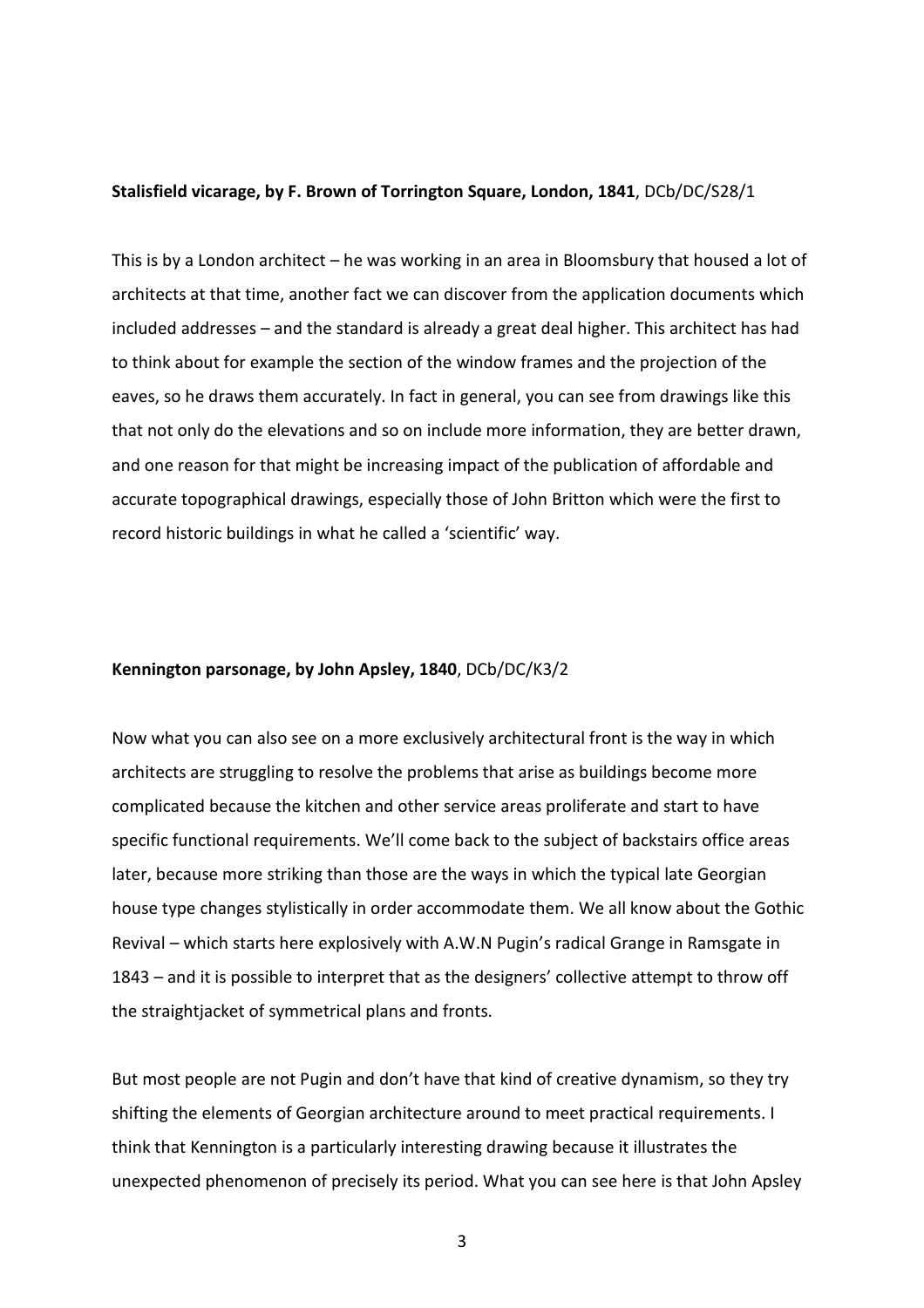**Stalisfield vicarage, by F. Brown of Torrington Square, London, 1841**, DCb/DC/S28/1

This is by a London architect – he was working in an area in Bloomsbury that housed a lot of architects at that time, another fact we can discover from the application documents which included addresses – and the standard is already a great deal higher. This architect has had to think about for example the section of the window frames and the projection of the eaves, so he draws them accurately. In fact in general, you can see from drawings like this that not only do the elevations and so on include more information, they are better drawn, and one reason for that might be increasing impact of the publication of affordable and accurate topographical drawings, especially those of John Britton which were the first to record historic buildings in what he called a 'scientific' way.

**Kennington parsonage, by John Apsley, 1840**, DCb/DC/K3/2

Now what you can also see on a more exclusively architectural front is the way in which architects are struggling to resolve the problems that arise as buildings become more complicated because the kitchen and other service areas proliferate and start to have specific functional requirements. We'll come back to the subject of backstairs office areas later, because more striking than those are the ways in which the typical late Georgian house type changes stylistically in order accommodate them. We all know about the Gothic Revival – which starts here explosively with A.W.N Pugin's radical Grange in Ramsgate in 1843 – and it is possible to interpret that as the designers' collective attempt to throw off the straightjacket of symmetrical plans and fronts.

But most people are not Pugin and don't have that kind of creative dynamism, so they try shifting the elements of Georgian architecture around to meet practical requirements. I think that Kennington is a particularly interesting drawing because it illustrates the unexpected phenomenon of precisely its period. What you can see here is that John Apsley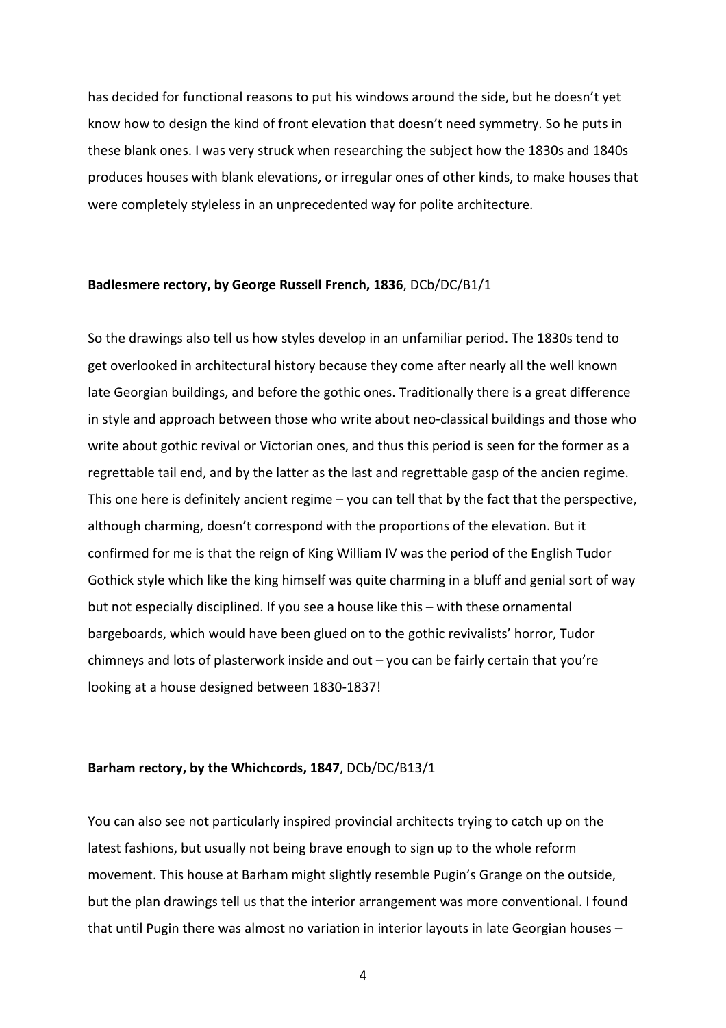has decided for functional reasons to put his windows around the side, but he doesn't yet know how to design the kind of front elevation that doesn't need symmetry. So he puts in these blank ones. I was very struck when researching the subject how the 1830s and 1840s produces houses with blank elevations, or irregular ones of other kinds, to make houses that were completely styleless in an unprecedented way for polite architecture.

**Badlesmere rectory, by George Russell French, 1836**, DCb/DC/B1/1

So the drawings also tell us how styles develop in an unfamiliar period. The 1830s tend to get overlooked in architectural history because they come after nearly all the well known late Georgian buildings, and before the gothic ones. Traditionally there is a great difference in style and approach between those who write about neo-classical buildings and those who write about gothic revival or Victorian ones, and thus this period is seen for the former as a regrettable tail end, and by the latter as the last and regrettable gasp of the ancien regime. This one here is definitely ancient regime – you can tell that by the fact that the perspective, although charming, doesn't correspond with the proportions of the elevation. But it confirmed for me is that the reign of King William IV was the period of the English Tudor Gothick style which like the king himself was quite charming in a bluff and genial sort of way but not especially disciplined. If you see a house like this – with these ornamental bargeboards, which would have been glued on to the gothic revivalists' horror, Tudor chimneys and lots of plasterwork inside and out – you can be fairly certain that you're looking at a house designed between 1830-1837!

**Barham rectory, by the Whichcords, 1847**, DCb/DC/B13/1

You can also see not particularly inspired provincial architects trying to catch up on the latest fashions, but usually not being brave enough to sign up to the whole reform movement. This house at Barham might slightly resemble Pugin's Grange on the outside, but the plan drawings tell us that the interior arrangement was more conventional. I found that until Pugin there was almost no variation in interior layouts in late Georgian houses –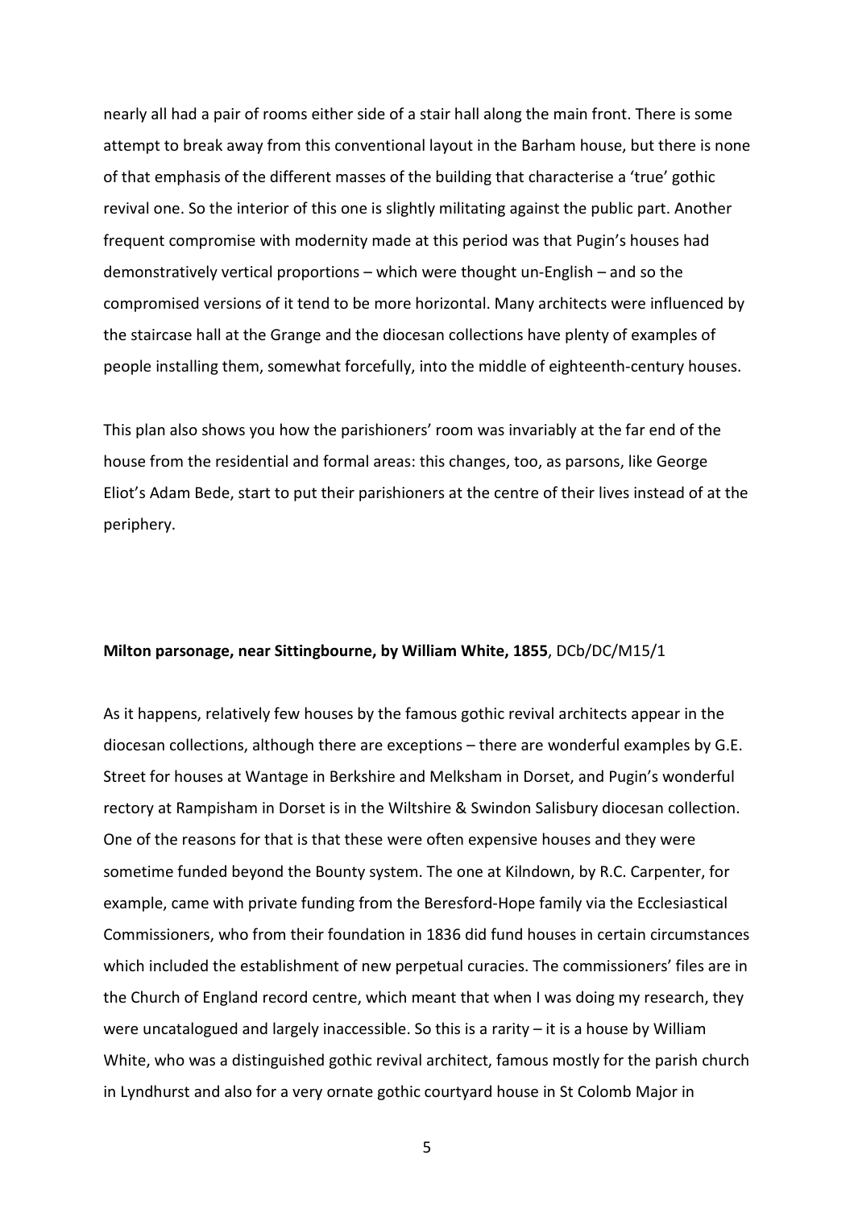nearly all had a pair of rooms either side of a stair hall along the main front. There is some attempt to break away from this conventional layout in the Barham house, but there is none of that emphasis of the different masses of the building that characterise a 'true' gothic revival one. So the interior of this one is slightly militating against the public part. Another frequent compromise with modernity made at this period was that Pugin's houses had demonstratively vertical proportions – which were thought un-English – and so the compromised versions of it tend to be more horizontal. Many architects were influenced by the staircase hall at the Grange and the diocesan collections have plenty of examples of people installing them, somewhat forcefully, into the middle of eighteenth-century houses.

This plan also shows you how the parishioners' room was invariably at the far end of the house from the residential and formal areas: this changes, too, as parsons, like George Eliot's Adam Bede, start to put their parishioners at the centre of their lives instead of at the periphery.

**Milton parsonage, near Sittingbourne, by William White, 1855**, DCb/DC/M15/1

As it happens, relatively few houses by the famous gothic revival architects appear in the diocesan collections, although there are exceptions – there are wonderful examples by G.E. Street for houses at Wantage in Berkshire and Melksham in Dorset, and Pugin's wonderful rectory at Rampisham in Dorset is in the Wiltshire & Swindon Salisbury diocesan collection. One of the reasons for that is that these were often expensive houses and they were sometime funded beyond the Bounty system. The one at Kilndown, by R.C. Carpenter, for example, came with private funding from the Beresford-Hope family via the Ecclesiastical Commissioners, who from their foundation in 1836 did fund houses in certain circumstances which included the establishment of new perpetual curacies. The commissioners' files are in the Church of England record centre, which meant that when I was doing my research, they were uncatalogued and largely inaccessible. So this is a rarity – it is a house by William White, who was a distinguished gothic revival architect, famous mostly for the parish church in Lyndhurst and also for a very ornate gothic courtyard house in St Colomb Major in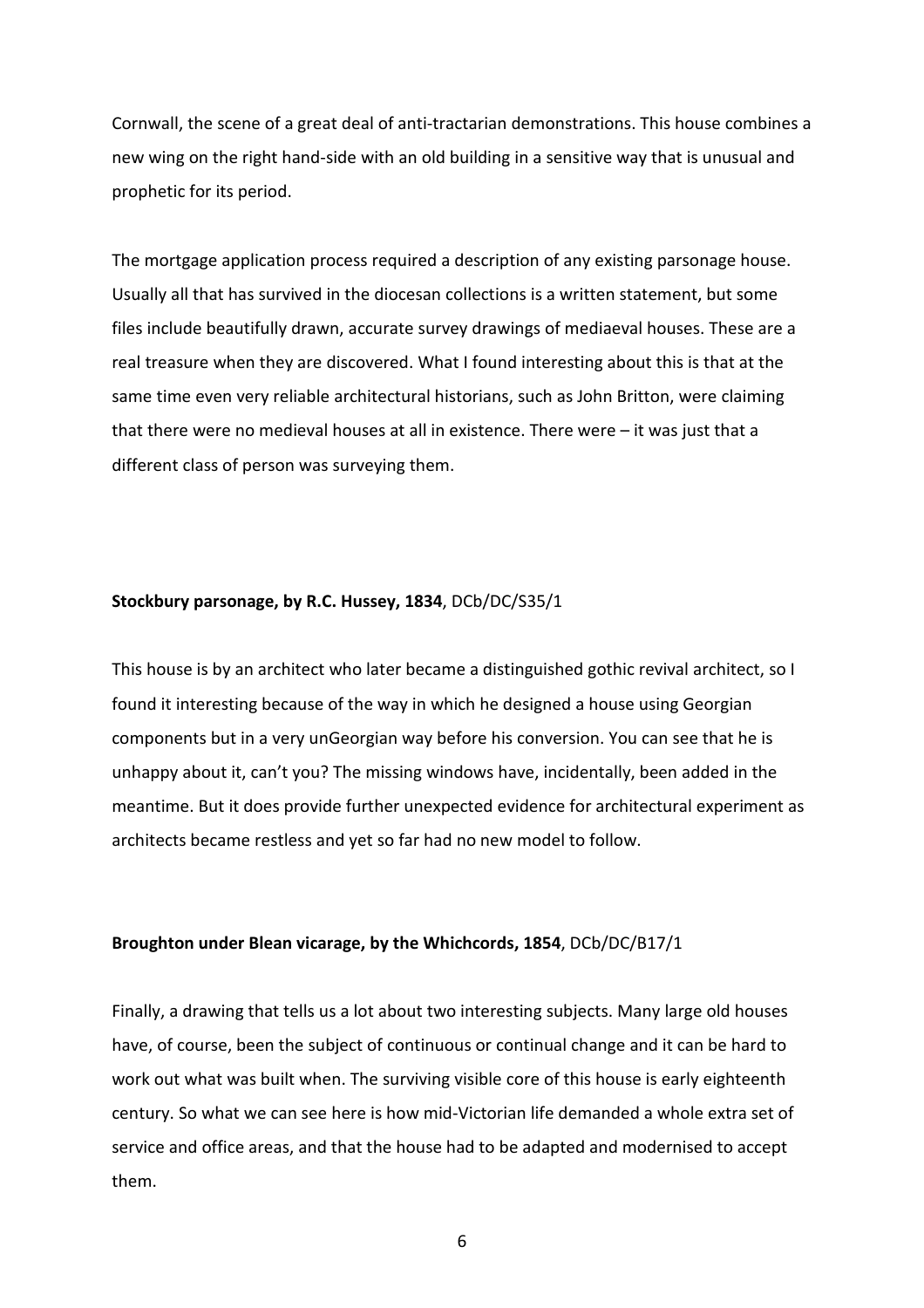Cornwall, the scene of a great deal of anti-tractarian demonstrations. This house combines a new wing on the right hand-side with an old building in a sensitive way that is unusual and prophetic for its period.

The mortgage application process required a description of any existing parsonage house. Usually all that has survived in the diocesan collections is a written statement, but some files include beautifully drawn, accurate survey drawings of mediaeval houses. These are a real treasure when they are discovered. What I found interesting about this is that at the same time even very reliable architectural historians, such as John Britton, were claiming that there were no medieval houses at all in existence. There were – it was just that a different class of person was surveying them.

**Stockbury parsonage, by R.C. Hussey, 1834**, DCb/DC/S35/1

This house is by an architect who later became a distinguished gothic revival architect, so I found it interesting because of the way in which he designed a house using Georgian components but in a very unGeorgian way before his conversion. You can see that he is unhappy about it, can't you? The missing windows have, incidentally, been added in the meantime. But it does provide further unexpected evidence for architectural experiment as architects became restless and yet so far had no new model to follow.

**Broughton under Blean vicarage, by the Whichcords, 1854**, DCb/DC/B17/1

Finally, a drawing that tells us a lot about two interesting subjects. Many large old houses have, of course, been the subject of continuous or continual change and it can be hard to work out what was built when. The surviving visible core of this house is early eighteenth century. So what we can see here is how mid-Victorian life demanded a whole extra set of service and office areas, and that the house had to be adapted and modernised to accept them.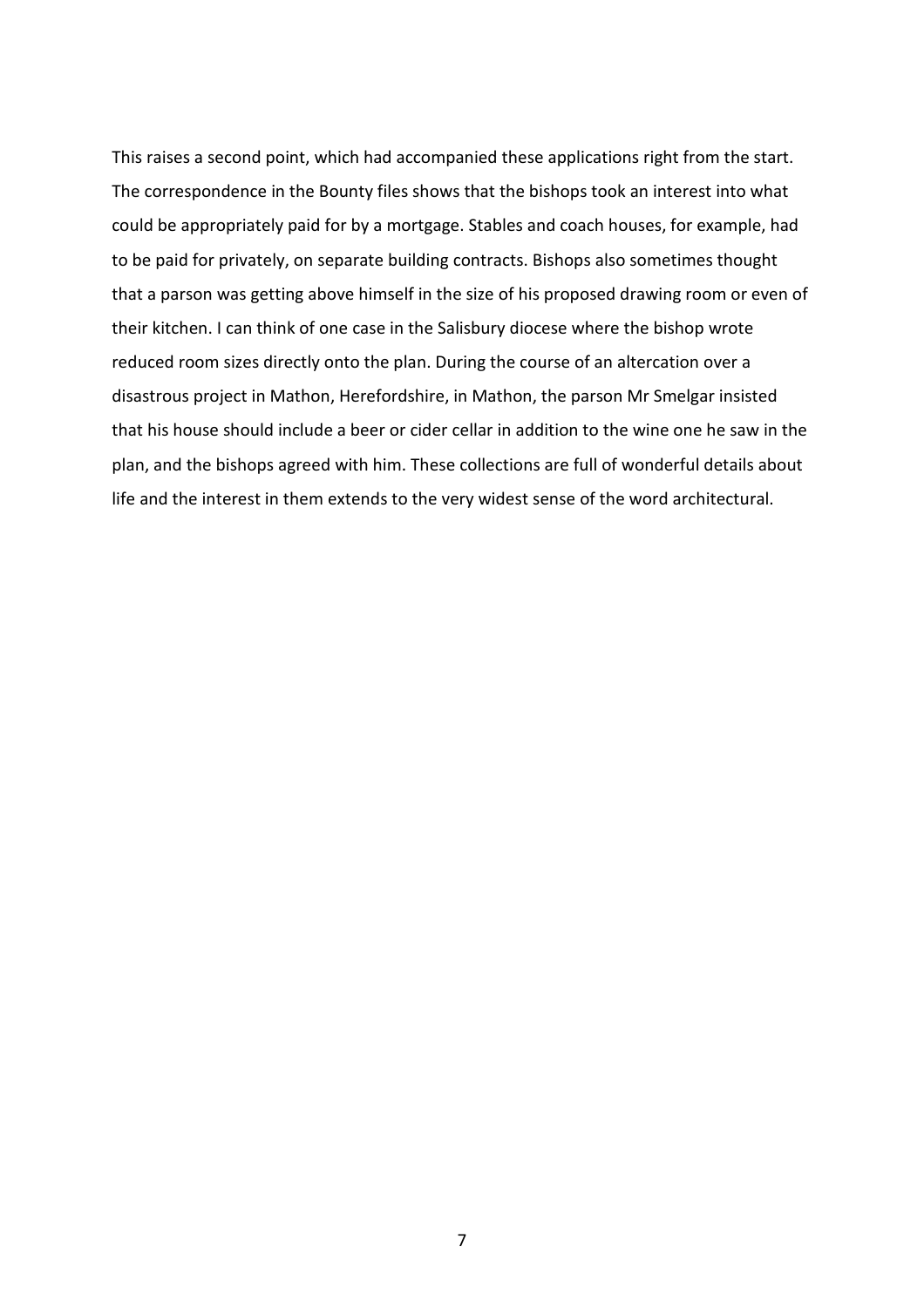This raises a second point, which had accompanied these applications right from the start. The correspondence in the Bounty files shows that the bishops took an interest into what could be appropriately paid for by a mortgage. Stables and coach houses, for example, had to be paid for privately, on separate building contracts. Bishops also sometimes thought that a parson was getting above himself in the size of his proposed drawing room or even of their kitchen. I can think of one case in the Salisbury diocese where the bishop wrote reduced room sizes directly onto the plan. During the course of an altercation over a disastrous project in Mathon, Herefordshire, in Mathon, the parson Mr Smelgar insisted that his house should include a beer or cider cellar in addition to the wine one he saw in the plan, and the bishops agreed with him. These collections are full of wonderful details about life and the interest in them extends to the very widest sense of the word architectural.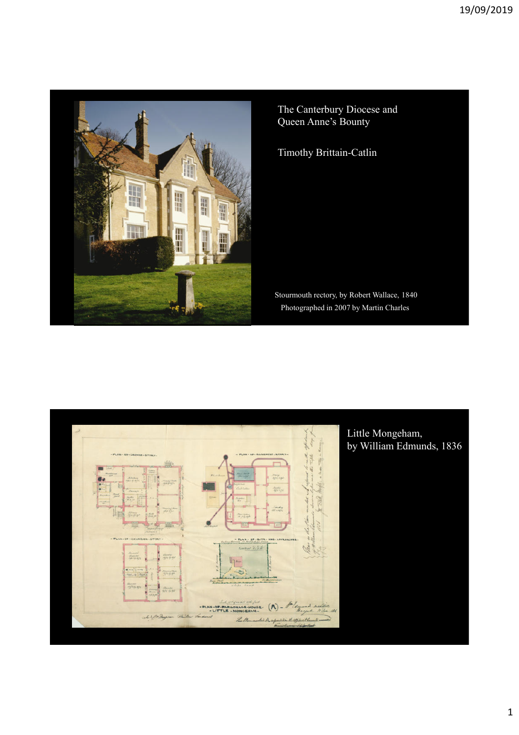The Canterbury Diocese and Queen Anne's Bounty

Timothy Brittain-Catlin

Stourmouth rectory, by Robert Wallace, 1840
Photographed in 2007 by Martin Charles

Little Mongeham,
by William Edmunds, 1836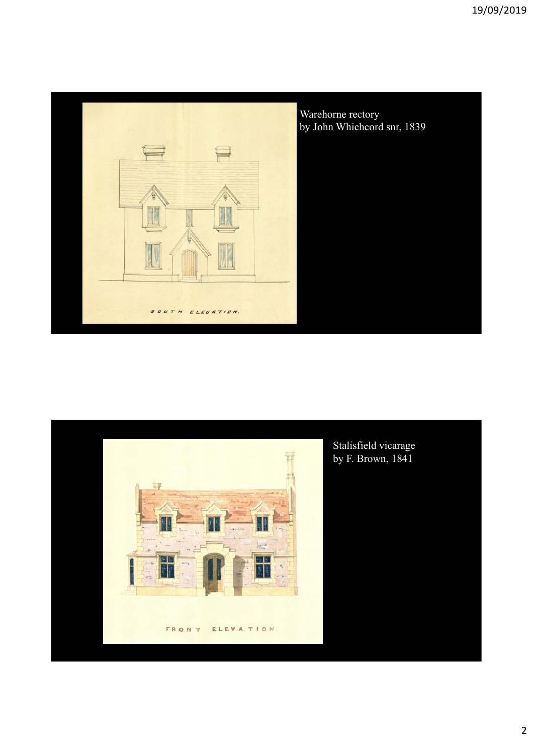Warehorne rectory
by John Whichcord snr, 1839

Stalisfield vicarage
by F. Brown, 1841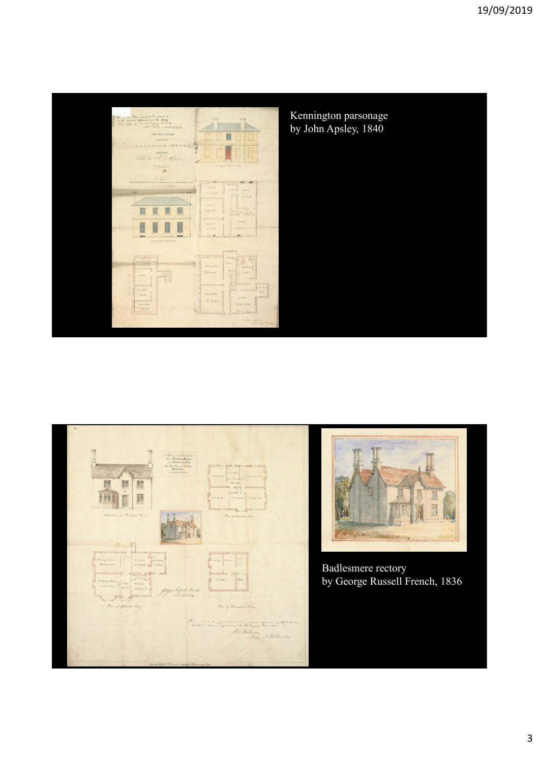Kennington parsonage
by John Apsley, 1840

Badlesmere rectory
by George Russell French, 1836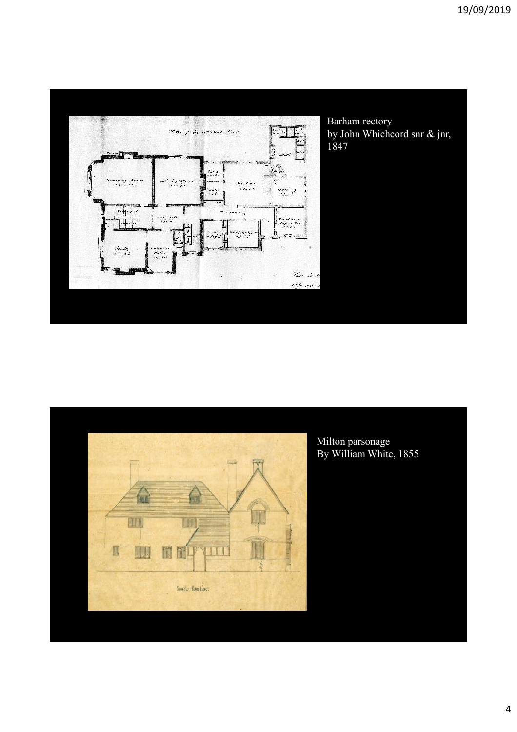Barham rectory
by John Whichcord snr & jnr, 1847

Milton parsonage
By William White, 1855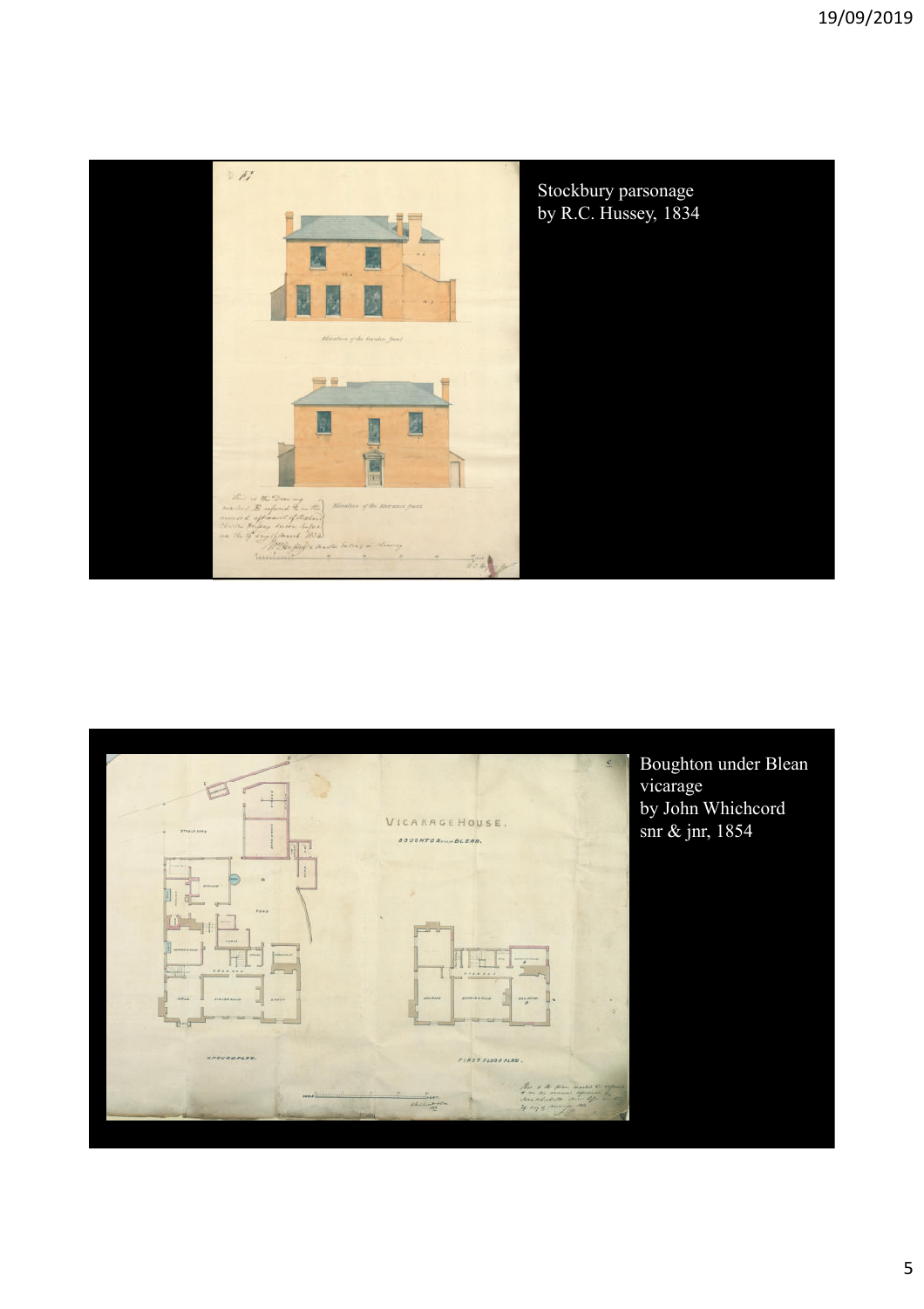Stockbury parsonage
by R.C. Hussey, 1834

Boughton under Blean vicarage
by John Whichcord snr & jnr, 1854